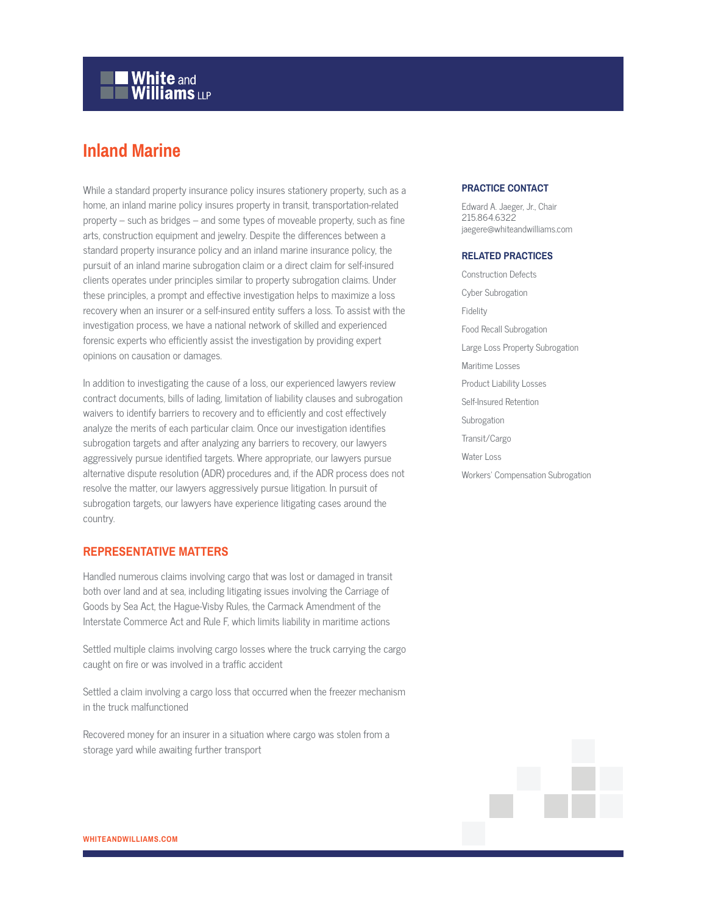# Inland Marine

While a standard property insurance policy insures stationery property, such as a home, an inland marine policy insures property in transit, transportation-related property – such as bridges – and some types of moveable property, such as fine arts, construction equipment and jewelry. Despite the differences between a standard property insurance policy and an inland marine insurance policy, the pursuit of an inland marine subrogation claim or a direct claim for self-insured clients operates under principles similar to property subrogation claims. Under these principles, a prompt and effective investigation helps to maximize a loss recovery when an insurer or a self-insured entity suffers a loss. To assist with the investigation process, we have a national network of skilled and experienced forensic experts who efficiently assist the investigation by providing expert opinions on causation or damages.

In addition to investigating the cause of a loss, our experienced lawyers review contract documents, bills of lading, limitation of liability clauses and subrogation waivers to identify barriers to recovery and to efficiently and cost effectively analyze the merits of each particular claim. Once our investigation identifies subrogation targets and after analyzing any barriers to recovery, our lawyers aggressively pursue identified targets. Where appropriate, our lawyers pursue alternative dispute resolution (ADR) procedures and, if the ADR process does not resolve the matter, our lawyers aggressively pursue litigation. In pursuit of subrogation targets, our lawyers have experience litigating cases around the country.

## REPRESENTATIVE MATTERS

Handled numerous claims involving cargo that was lost or damaged in transit both over land and at sea, including litigating issues involving the Carriage of Goods by Sea Act, the Hague-Visby Rules, the Carmack Amendment of the Interstate Commerce Act and Rule F, which limits liability in maritime actions

Settled multiple claims involving cargo losses where the truck carrying the cargo caught on fire or was involved in a traffic accident

Settled a claim involving a cargo loss that occurred when the freezer mechanism in the truck malfunctioned

Recovered money for an insurer in a situation where cargo was stolen from a storage yard while awaiting further transport

### PRACTICE CONTACT

Edward A. Jaeger, Jr., Chair
215.864.6322
jaegere@whiteandwilliams.com

### RELATED PRACTICES

Construction Defects

Cyber Subrogation

Fidelity

Food Recall Subrogation

Large Loss Property Subrogation

Maritime Losses

Product Liability Losses

Self-Insured Retention

Subrogation

Transit/Cargo

Water Loss

Workers' Compensation Subrogation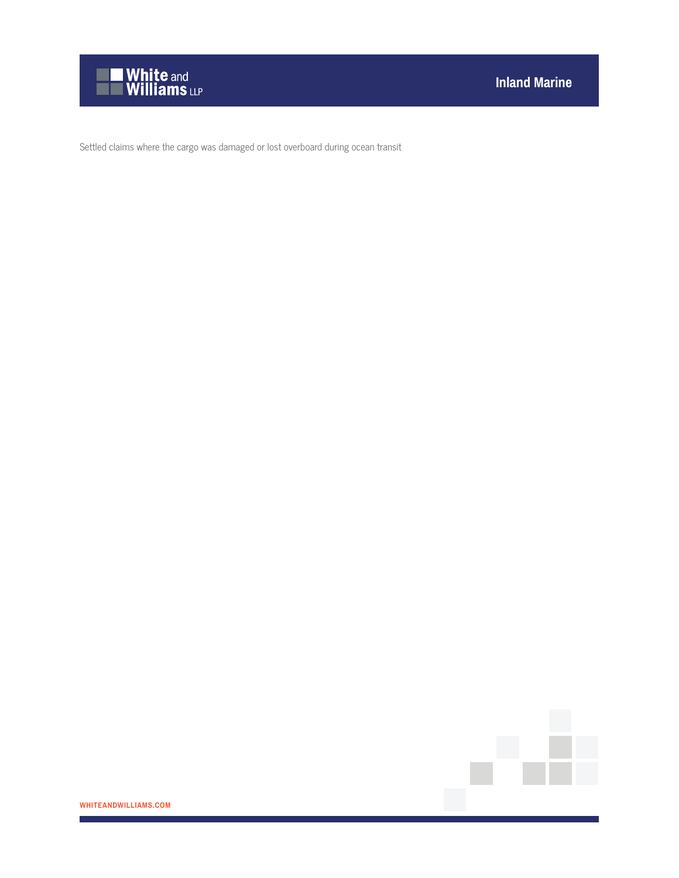Settled claims where the cargo was damaged or lost overboard during ocean transit